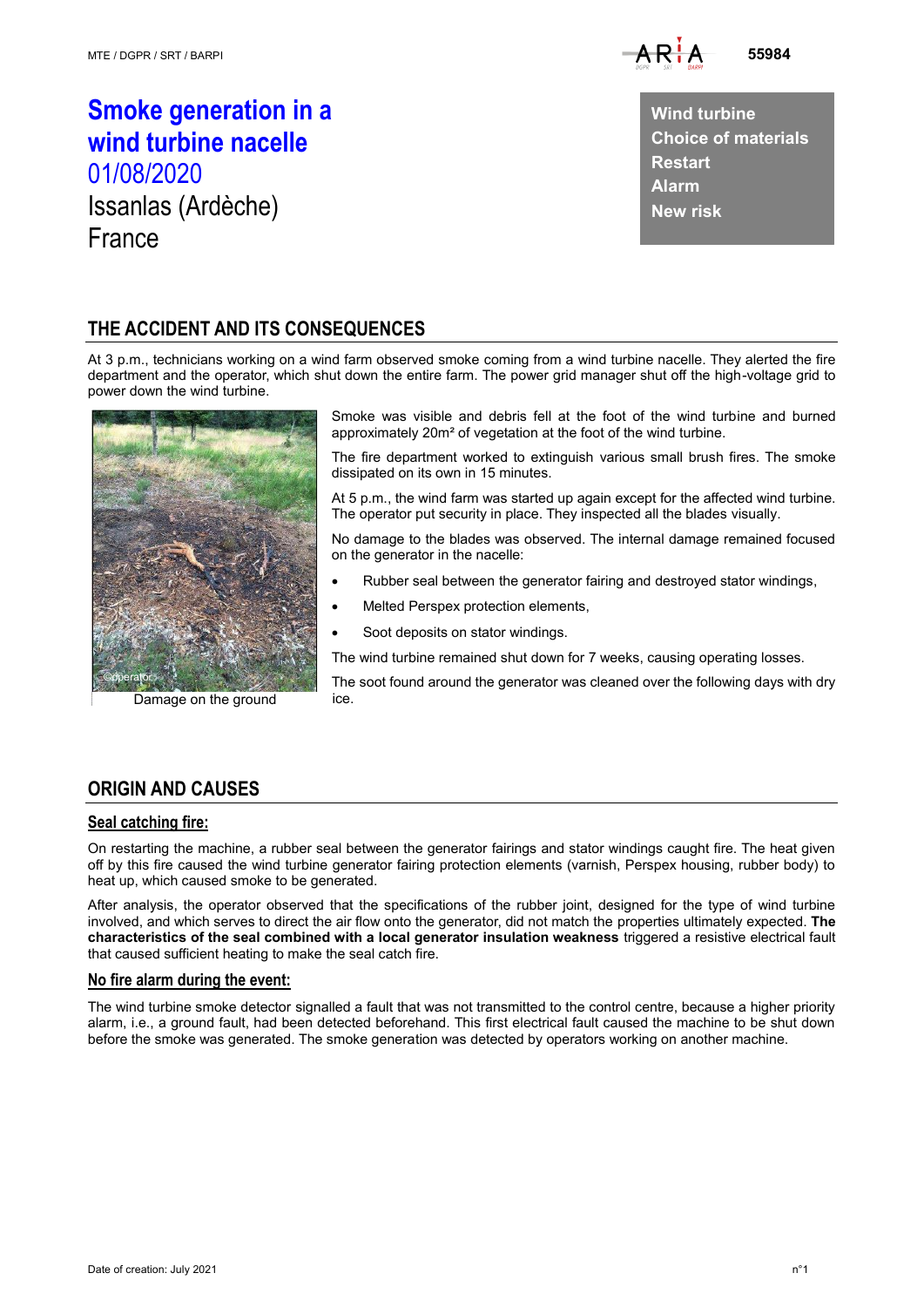MTE / DGPR / SRT / BARPI

55984

# Smoke generation in a wind turbine nacelle
01/08/2020
Issanlas (Ardèche)
France

**Wind turbine**
**Choice of materials**
**Restart**
**Alarm**
**New risk**

## THE ACCIDENT AND ITS CONSEQUENCES

At 3 p.m., technicians working on a wind farm observed smoke coming from a wind turbine nacelle. They alerted the fire department and the operator, which shut down the entire farm. The power grid manager shut off the high-voltage grid to power down the wind turbine.

Damage on the ground

Smoke was visible and debris fell at the foot of the wind turbine and burned approximately 20m² of vegetation at the foot of the wind turbine.

The fire department worked to extinguish various small brush fires. The smoke dissipated on its own in 15 minutes.

At 5 p.m., the wind farm was started up again except for the affected wind turbine. The operator put security in place. They inspected all the blades visually.

No damage to the blades was observed. The internal damage remained focused on the generator in the nacelle:

- Rubber seal between the generator fairing and destroyed stator windings,
- Melted Perspex protection elements,
- Soot deposits on stator windings.

The wind turbine remained shut down for 7 weeks, causing operating losses.

The soot found around the generator was cleaned over the following days with dry ice.

## ORIGIN AND CAUSES

### Seal catching fire:

On restarting the machine, a rubber seal between the generator fairings and stator windings caught fire. The heat given off by this fire caused the wind turbine generator fairing protection elements (varnish, Perspex housing, rubber body) to heat up, which caused smoke to be generated.

After analysis, the operator observed that the specifications of the rubber joint, designed for the type of wind turbine involved, and which serves to direct the air flow onto the generator, did not match the properties ultimately expected. **The characteristics of the seal combined with a local generator insulation weakness** triggered a resistive electrical fault that caused sufficient heating to make the seal catch fire.

### No fire alarm during the event:

The wind turbine smoke detector signalled a fault that was not transmitted to the control centre, because a higher priority alarm, i.e., a ground fault, had been detected beforehand. This first electrical fault caused the machine to be shut down before the smoke was generated. The smoke generation was detected by operators working on another machine.

Date of creation: July 2021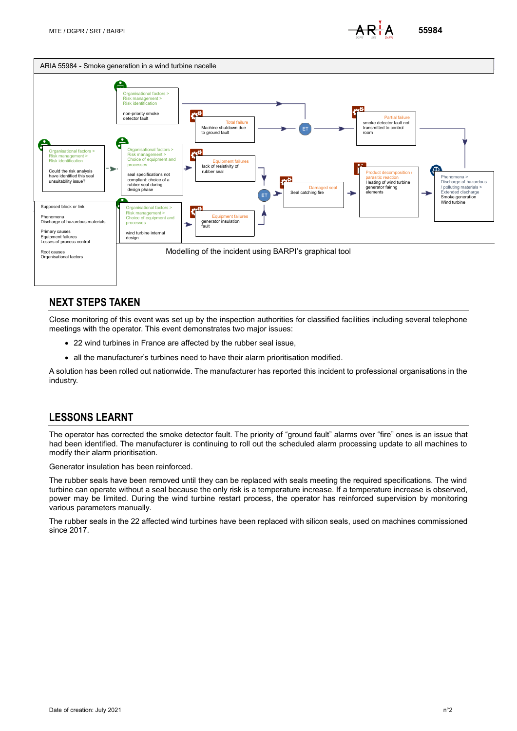ARIA 55984 - Smoke generation in a wind turbine nacelle

Organisational factors > Risk management > Risk identification
non-priority smoke detector fault

Total failure
Machine shutdown due to ground fault

ET

Partial failure
smoke detector fault not transmitted to control room

Organisational factors > Risk management > Risk identification
Could the risk analysis have identified this seal unsuitability issue?

Organisational factors > Risk management > Choice of equipment and processes
seal specifications not compliant: choice of a rubber seal during design phase

Equipment failures
lack of resistivity of rubber seal

ET

Damaged seal
Seal catching fire

Product decomposition / parasitic reaction
Heating of wind turbine generator fairing elements

Phenomena > Discharge of hazardous / polluting materials > Extended discharge
Smoke generation
Wind turbine

Organisational factors > Risk management > Choice of equipment and processes
wind turbine internal design

Equipment failures
generator insulation fault

Supposed block or link

Phenomena
Discharge of hazardous materials

Primary causes
Equipment failures
Losses of process control

Root causes
Organisational factors

Modelling of the incident using BARPI's graphical tool

## NEXT STEPS TAKEN

Close monitoring of this event was set up by the inspection authorities for classified facilities including several telephone meetings with the operator. This event demonstrates two major issues:

- 22 wind turbines in France are affected by the rubber seal issue,
- all the manufacturer's turbines need to have their alarm prioritisation modified.

A solution has been rolled out nationwide. The manufacturer has reported this incident to professional organisations in the industry.

## LESSONS LEARNT

The operator has corrected the smoke detector fault. The priority of "ground fault" alarms over "fire" ones is an issue that had been identified. The manufacturer is continuing to roll out the scheduled alarm processing update to all machines to modify their alarm prioritisation.

Generator insulation has been reinforced.

The rubber seals have been removed until they can be replaced with seals meeting the required specifications. The wind turbine can operate without a seal because the only risk is a temperature increase. If a temperature increase is observed, power may be limited. During the wind turbine restart process, the operator has reinforced supervision by monitoring various parameters manually.

The rubber seals in the 22 affected wind turbines have been replaced with silicon seals, used on machines commissioned since 2017.